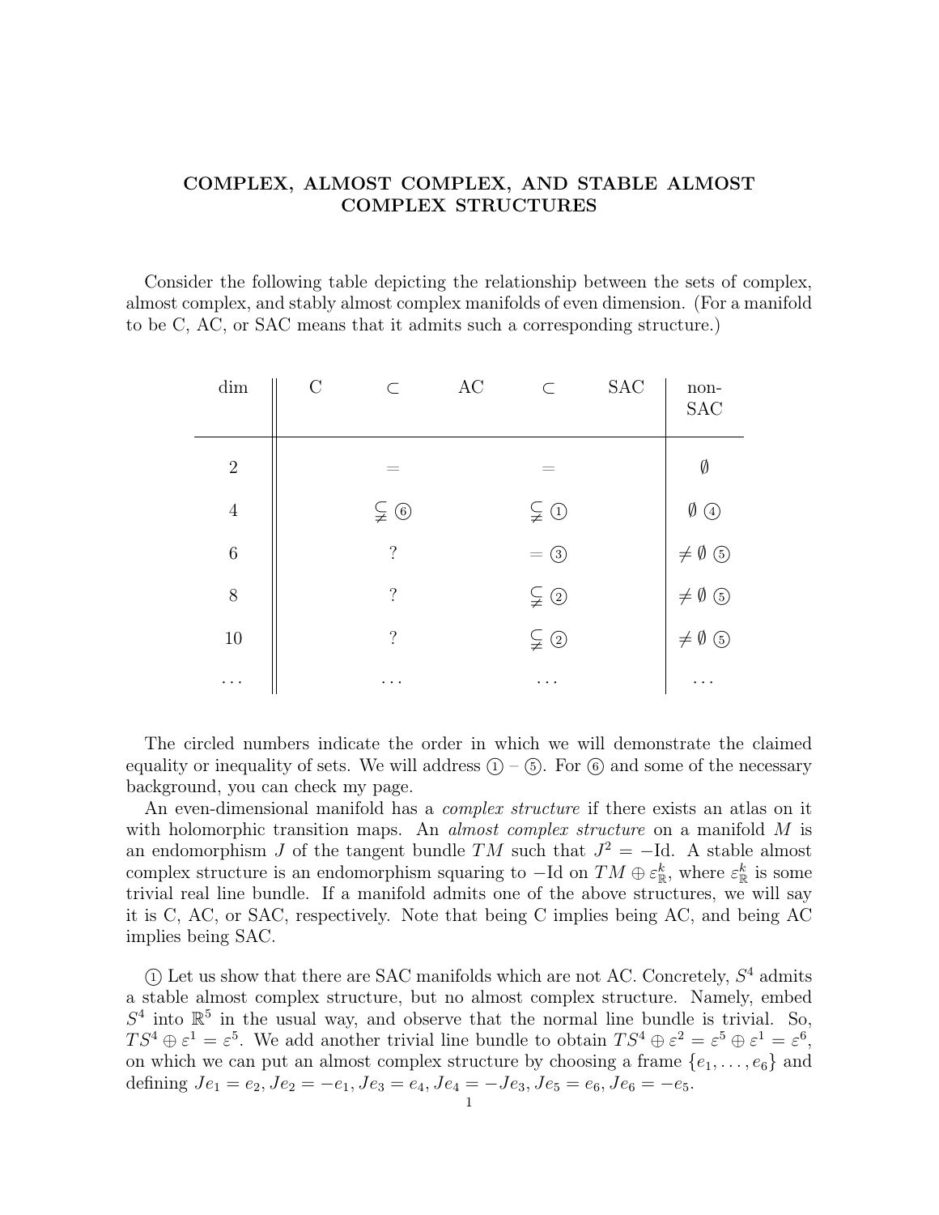# COMPLEX, ALMOST COMPLEX, AND STABLE ALMOST COMPLEX STRUCTURES

Consider the following table depicting the relationship between the sets of complex, almost complex, and stably almost complex manifolds of even dimension. (For a manifold to be C, AC, or SAC means that it admits such a corresponding structure.)

| dim | C | $\subset$ | AC | $\subset$ | SAC | non-SAC |
|---|---|---|---|---|---|---|
| 2 | | $=$ | | $=$ | | $\emptyset$ |
| 4 | | $\subsetneq$ ⑥ | | $\subsetneq$ ① | | $\emptyset$ ④ |
| 6 | | ? | | $=$ ③ | | $\neq \emptyset$ ⑤ |
| 8 | | ? | | $\subsetneq$ ② | | $\neq \emptyset$ ⑤ |
| 10 | | ? | | $\subsetneq$ ② | | $\neq \emptyset$ ⑤ |
| ... | | ... | | ... | | ... |

The circled numbers indicate the order in which we will demonstrate the claimed equality or inequality of sets. We will address ① – ⑤. For ⑥ and some of the necessary background, you can check my page.

An even-dimensional manifold has a *complex structure* if there exists an atlas on it with holomorphic transition maps. An *almost complex structure* on a manifold $M$ is an endomorphism $J$ of the tangent bundle $TM$ such that $J^2 = -\mathrm{Id}$. A stable almost complex structure is an endomorphism squaring to $-\mathrm{Id}$ on $TM \oplus \varepsilon^k_{\mathbb{R}}$, where $\varepsilon^k_{\mathbb{R}}$ is some trivial real line bundle. If a manifold admits one of the above structures, we will say it is C, AC, or SAC, respectively. Note that being C implies being AC, and being AC implies being SAC.

① Let us show that there are SAC manifolds which are not AC. Concretely, $S^4$ admits a stable almost complex structure, but no almost complex structure. Namely, embed $S^4$ into $\mathbb{R}^5$ in the usual way, and observe that the normal line bundle is trivial. So, $TS^4 \oplus \varepsilon^1 = \varepsilon^5$. We add another trivial line bundle to obtain $TS^4 \oplus \varepsilon^2 = \varepsilon^5 \oplus \varepsilon^1 = \varepsilon^6$, on which we can put an almost complex structure by choosing a frame $\{e_1, \ldots, e_6\}$ and defining $Je_1 = e_2, Je_2 = -e_1, Je_3 = e_4, Je_4 = -Je_3, Je_5 = e_6, Je_6 = -e_5$.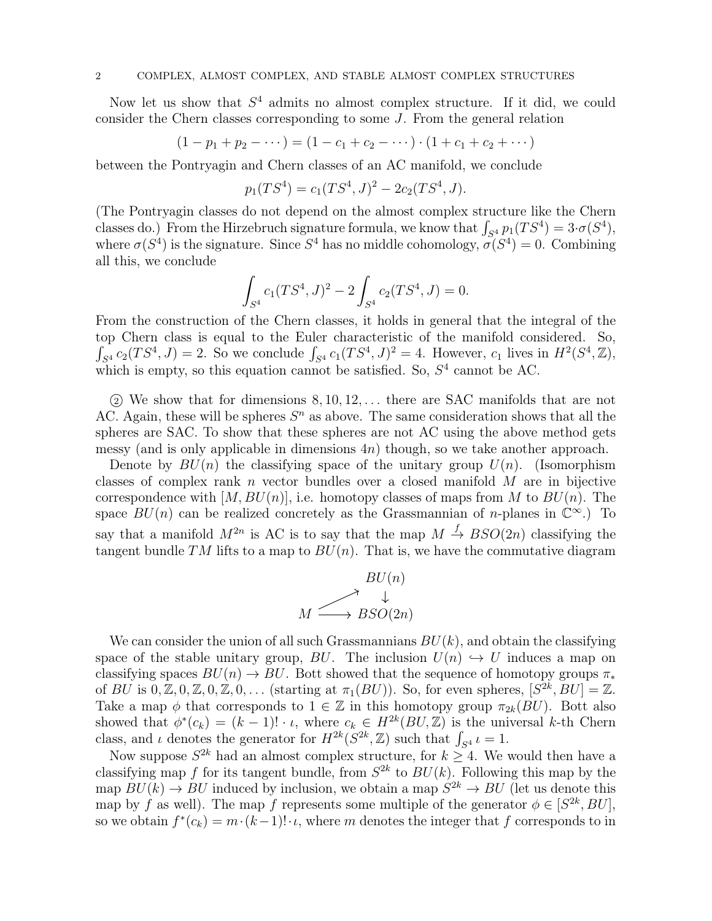Now let us show that $S^4$ admits no almost complex structure. If it did, we could consider the Chern classes corresponding to some $J$. From the general relation

$$(1 - p_1 + p_2 - \cdots) = (1 - c_1 + c_2 - \cdots) \cdot (1 + c_1 + c_2 + \cdots)$$

between the Pontryagin and Chern classes of an AC manifold, we conclude

$$p_1(TS^4) = c_1(TS^4, J)^2 - 2c_2(TS^4, J).$$

(The Pontryagin classes do not depend on the almost complex structure like the Chern classes do.) From the Hirzebruch signature formula, we know that $\int_{S^4} p_1(TS^4) = 3 \cdot \sigma(S^4)$, where $\sigma(S^4)$ is the signature. Since $S^4$ has no middle cohomology, $\sigma(S^4) = 0$. Combining all this, we conclude

$$\int_{S^4} c_1(TS^4, J)^2 - 2 \int_{S^4} c_2(TS^4, J) = 0.$$

From the construction of the Chern classes, it holds in general that the integral of the top Chern class is equal to the Euler characteristic of the manifold considered. So, $\int_{S^4} c_2(TS^4, J) = 2$. So we conclude $\int_{S^4} c_1(TS^4, J)^2 = 4$. However, $c_1$ lives in $H^2(S^4, \mathbb{Z})$, which is empty, so this equation cannot be satisfied. So, $S^4$ cannot be AC.

② We show that for dimensions $8, 10, 12, \ldots$ there are SAC manifolds that are not AC. Again, these will be spheres $S^n$ as above. The same consideration shows that all the spheres are SAC. To show that these spheres are not AC using the above method gets messy (and is only applicable in dimensions $4n$) though, so we take another approach.

Denote by $BU(n)$ the classifying space of the unitary group $U(n)$. (Isomorphism classes of complex rank $n$ vector bundles over a closed manifold $M$ are in bijective correspondence with $[M, BU(n)]$, i.e. homotopy classes of maps from $M$ to $BU(n)$. The space $BU(n)$ can be realized concretely as the Grassmannian of $n$-planes in $\mathbb{C}^\infty$.) To say that a manifold $M^{2n}$ is AC is to say that the map $M \xrightarrow{f} BSO(2n)$ classifying the tangent bundle $TM$ lifts to a map to $BU(n)$. That is, we have the commutative diagram

$$\begin{array}{ccc} & & BU(n) \\ & \nearrow & \downarrow \\ M & \longrightarrow & BSO(2n) \end{array}$$

We can consider the union of all such Grassmannians $BU(k)$, and obtain the classifying space of the stable unitary group, $BU$. The inclusion $U(n) \hookrightarrow U$ induces a map on classifying spaces $BU(n) \to BU$. Bott showed that the sequence of homotopy groups $\pi_*$ of $BU$ is $0, \mathbb{Z}, 0, \mathbb{Z}, 0, \mathbb{Z}, 0, \ldots$ (starting at $\pi_1(BU)$). So, for even spheres, $[S^{2k}, BU] = \mathbb{Z}$. Take a map $\phi$ that corresponds to $1 \in \mathbb{Z}$ in this homotopy group $\pi_{2k}(BU)$. Bott also showed that $\phi^*(c_k) = (k-1)! \cdot \iota$, where $c_k \in H^{2k}(BU, \mathbb{Z})$ is the universal $k$-th Chern class, and $\iota$ denotes the generator for $H^{2k}(S^{2k}, \mathbb{Z})$ such that $\int_{S^4} \iota = 1$.

Now suppose $S^{2k}$ had an almost complex structure, for $k \geq 4$. We would then have a classifying map $f$ for its tangent bundle, from $S^{2k}$ to $BU(k)$. Following this map by the map $BU(k) \to BU$ induced by inclusion, we obtain a map $S^{2k} \to BU$ (let us denote this map by $f$ as well). The map $f$ represents some multiple of the generator $\phi \in [S^{2k}, BU]$, so we obtain $f^*(c_k) = m \cdot (k-1)! \cdot \iota$, where $m$ denotes the integer that $f$ corresponds to in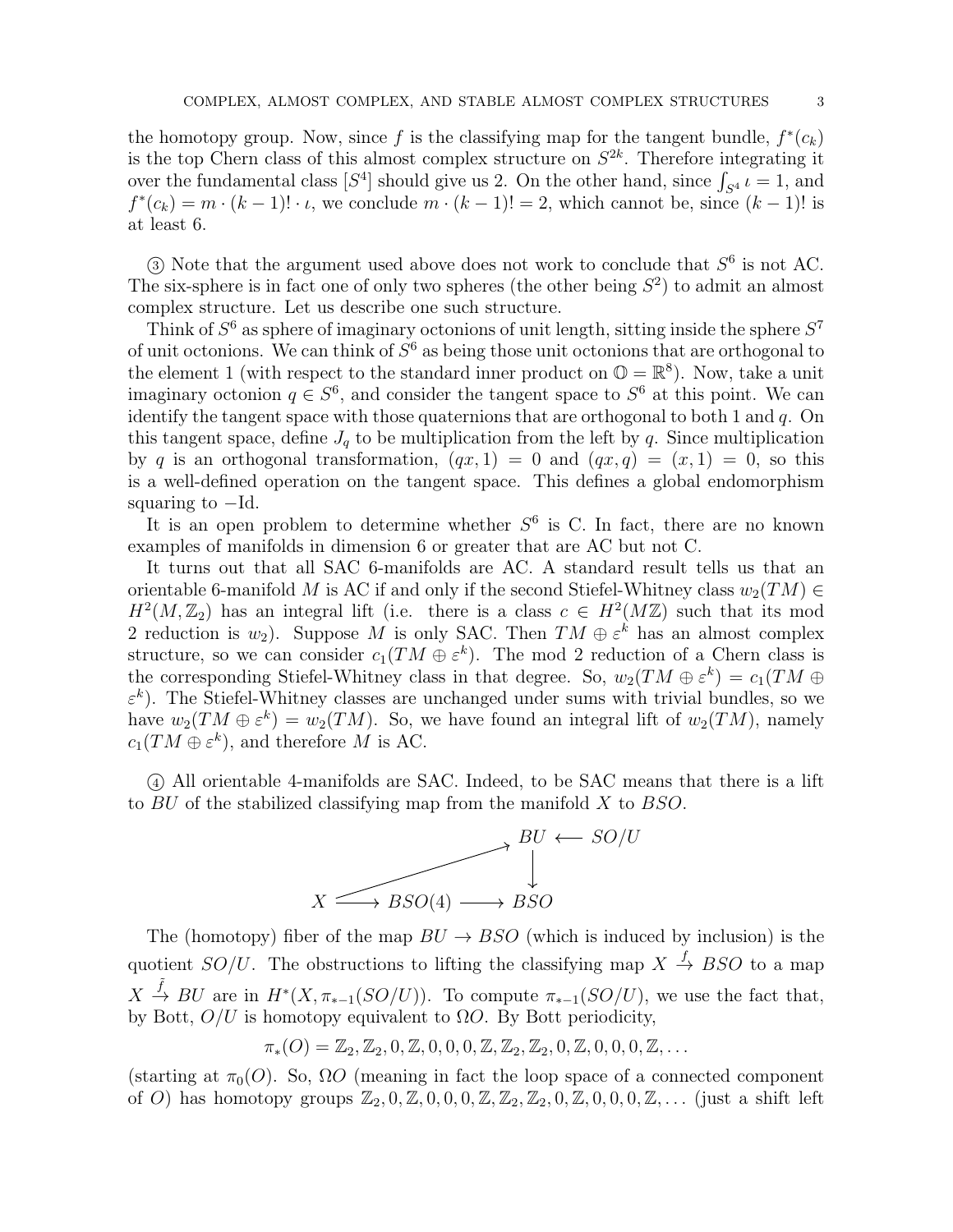the homotopy group. Now, since $f$ is the classifying map for the tangent bundle, $f^*(c_k)$ is the top Chern class of this almost complex structure on $S^{2k}$. Therefore integrating it over the fundamental class $[S^4]$ should give us 2. On the other hand, since $\int_{S^4} \iota = 1$, and $f^*(c_k) = m \cdot (k-1)! \cdot \iota$, we conclude $m \cdot (k-1)! = 2$, which cannot be, since $(k-1)!$ is at least 6.

③ Note that the argument used above does not work to conclude that $S^6$ is not AC. The six-sphere is in fact one of only two spheres (the other being $S^2$) to admit an almost complex structure. Let us describe one such structure.

Think of $S^6$ as sphere of imaginary octonions of unit length, sitting inside the sphere $S^7$ of unit octonions. We can think of $S^6$ as being those unit octonions that are orthogonal to the element 1 (with respect to the standard inner product on $\mathbb{O} = \mathbb{R}^8$). Now, take a unit imaginary octonion $q \in S^6$, and consider the tangent space to $S^6$ at this point. We can identify the tangent space with those quaternions that are orthogonal to both 1 and $q$. On this tangent space, define $J_q$ to be multiplication from the left by $q$. Since multiplication by $q$ is an orthogonal transformation, $(qx, 1) = 0$ and $(qx, q) = (x, 1) = 0$, so this is a well-defined operation on the tangent space. This defines a global endomorphism squaring to $-\mathrm{Id}$.

It is an open problem to determine whether $S^6$ is C. In fact, there are no known examples of manifolds in dimension 6 or greater that are AC but not C.

It turns out that all SAC 6-manifolds are AC. A standard result tells us that an orientable 6-manifold $M$ is AC if and only if the second Stiefel-Whitney class $w_2(TM) \in H^2(M, \mathbb{Z}_2)$ has an integral lift (i.e. there is a class $c \in H^2(M\mathbb{Z})$ such that its mod 2 reduction is $w_2$). Suppose $M$ is only SAC. Then $TM \oplus \varepsilon^k$ has an almost complex structure, so we can consider $c_1(TM \oplus \varepsilon^k)$. The mod 2 reduction of a Chern class is the corresponding Stiefel-Whitney class in that degree. So, $w_2(TM \oplus \varepsilon^k) = c_1(TM \oplus \varepsilon^k)$. The Stiefel-Whitney classes are unchanged under sums with trivial bundles, so we have $w_2(TM \oplus \varepsilon^k) = w_2(TM)$. So, we have found an integral lift of $w_2(TM)$, namely $c_1(TM \oplus \varepsilon^k)$, and therefore $M$ is AC.

④ All orientable 4-manifolds are SAC. Indeed, to be SAC means that there is a lift to $BU$ of the stabilized classifying map from the manifold $X$ to $BSO$.

$$
\begin{array}{ccccc}
 & & BU & \longleftarrow & SO/U \\
 & \nearrow & \downarrow & & \\
X & \longrightarrow BSO(4) \longrightarrow & BSO & &
\end{array}
$$

The (homotopy) fiber of the map $BU \to BSO$ (which is induced by inclusion) is the quotient $SO/U$. The obstructions to lifting the classifying map $X \xrightarrow{f} BSO$ to a map $X \xrightarrow{\tilde{f}} BU$ are in $H^*(X, \pi_{*-1}(SO/U))$. To compute $\pi_{*-1}(SO/U)$, we use the fact that, by Bott, $O/U$ is homotopy equivalent to $\Omega O$. By Bott periodicity,

$$\pi_*(O) = \mathbb{Z}_2, \mathbb{Z}_2, 0, \mathbb{Z}, 0, 0, 0, \mathbb{Z}, \mathbb{Z}_2, \mathbb{Z}_2, 0, \mathbb{Z}, 0, 0, 0, \mathbb{Z}, \ldots$$

(starting at $\pi_0(O)$. So, $\Omega O$ (meaning in fact the loop space of a connected component of $O$) has homotopy groups $\mathbb{Z}_2, 0, \mathbb{Z}, 0, 0, 0, \mathbb{Z}, \mathbb{Z}_2, \mathbb{Z}_2, 0, \mathbb{Z}, 0, 0, 0, \mathbb{Z}, \ldots$ (just a shift left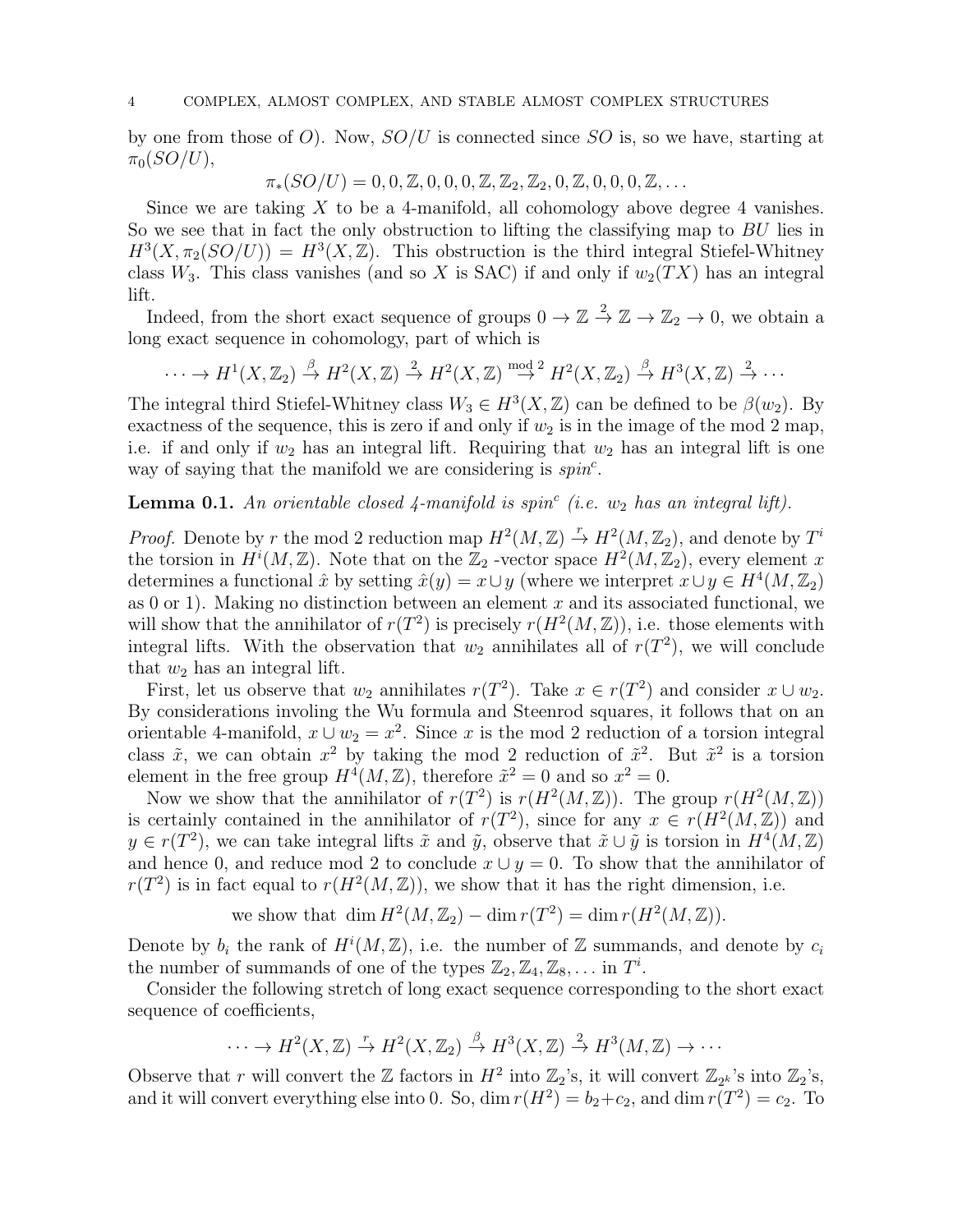by one from those of $O$). Now, $SO/U$ is connected since $SO$ is, so we have, starting at $\pi_0(SO/U)$,

$$\pi_*(SO/U) = 0, 0, \mathbb{Z}, 0, 0, 0, \mathbb{Z}, \mathbb{Z}_2, \mathbb{Z}_2, 0, \mathbb{Z}, 0, 0, 0, \mathbb{Z}, \ldots$$

Since we are taking $X$ to be a 4-manifold, all cohomology above degree 4 vanishes. So we see that in fact the only obstruction to lifting the classifying map to $BU$ lies in $H^3(X, \pi_2(SO/U)) = H^3(X, \mathbb{Z})$. This obstruction is the third integral Stiefel-Whitney class $W_3$. This class vanishes (and so $X$ is SAC) if and only if $w_2(TX)$ has an integral lift.

Indeed, from the short exact sequence of groups $0 \to \mathbb{Z} \xrightarrow{2} \mathbb{Z} \to \mathbb{Z}_2 \to 0$, we obtain a long exact sequence in cohomology, part of which is

$$\cdots \to H^1(X, \mathbb{Z}_2) \xrightarrow{\beta} H^2(X, \mathbb{Z}) \xrightarrow{2} H^2(X, \mathbb{Z}) \xrightarrow{\text{mod } 2} H^2(X, \mathbb{Z}_2) \xrightarrow{\beta} H^3(X, \mathbb{Z}) \xrightarrow{2} \cdots$$

The integral third Stiefel-Whitney class $W_3 \in H^3(X, \mathbb{Z})$ can be defined to be $\beta(w_2)$. By exactness of the sequence, this is zero if and only if $w_2$ is in the image of the mod 2 map, i.e. if and only if $w_2$ has an integral lift. Requiring that $w_2$ has an integral lift is one way of saying that the manifold we are considering is *spin$^c$*.

**Lemma 0.1.** *An orientable closed 4-manifold is spin$^c$ (i.e. $w_2$ has an integral lift).*

*Proof.* Denote by $r$ the mod 2 reduction map $H^2(M, \mathbb{Z}) \xrightarrow{r} H^2(M, \mathbb{Z}_2)$, and denote by $T^i$ the torsion in $H^i(M, \mathbb{Z})$. Note that on the $\mathbb{Z}_2$ -vector space $H^2(M, \mathbb{Z}_2)$, every element $x$ determines a functional $\hat{x}$ by setting $\hat{x}(y) = x \cup y$ (where we interpret $x \cup y \in H^4(M, \mathbb{Z}_2)$ as 0 or 1). Making no distinction between an element $x$ and its associated functional, we will show that the annihilator of $r(T^2)$ is precisely $r(H^2(M, \mathbb{Z}))$, i.e. those elements with integral lifts. With the observation that $w_2$ annihilates all of $r(T^2)$, we will conclude that $w_2$ has an integral lift.

First, let us observe that $w_2$ annihilates $r(T^2)$. Take $x \in r(T^2)$ and consider $x \cup w_2$. By considerations involing the Wu formula and Steenrod squares, it follows that on an orientable 4-manifold, $x \cup w_2 = x^2$. Since $x$ is the mod 2 reduction of a torsion integral class $\tilde{x}$, we can obtain $x^2$ by taking the mod 2 reduction of $\tilde{x}^2$. But $\tilde{x}^2$ is a torsion element in the free group $H^4(M, \mathbb{Z})$, therefore $\tilde{x}^2 = 0$ and so $x^2 = 0$.

Now we show that the annihilator of $r(T^2)$ is $r(H^2(M, \mathbb{Z}))$. The group $r(H^2(M, \mathbb{Z}))$ is certainly contained in the annihilator of $r(T^2)$, since for any $x \in r(H^2(M, \mathbb{Z}))$ and $y \in r(T^2)$, we can take integral lifts $\tilde{x}$ and $\tilde{y}$, observe that $\tilde{x} \cup \tilde{y}$ is torsion in $H^4(M, \mathbb{Z})$ and hence 0, and reduce mod 2 to conclude $x \cup y = 0$. To show that the annihilator of $r(T^2)$ is in fact equal to $r(H^2(M, \mathbb{Z}))$, we show that it has the right dimension, i.e.

$$\text{we show that } \dim H^2(M, \mathbb{Z}_2) - \dim r(T^2) = \dim r(H^2(M, \mathbb{Z})).$$

Denote by $b_i$ the rank of $H^i(M, \mathbb{Z})$, i.e. the number of $\mathbb{Z}$ summands, and denote by $c_i$ the number of summands of one of the types $\mathbb{Z}_2, \mathbb{Z}_4, \mathbb{Z}_8, \ldots$ in $T^i$.

Consider the following stretch of long exact sequence corresponding to the short exact sequence of coefficients,

$$\cdots \to H^2(X, \mathbb{Z}) \xrightarrow{r} H^2(X, \mathbb{Z}_2) \xrightarrow{\beta} H^3(X, \mathbb{Z}) \xrightarrow{2} H^3(M, \mathbb{Z}) \to \cdots$$

Observe that $r$ will convert the $\mathbb{Z}$ factors in $H^2$ into $\mathbb{Z}_2$'s, it will convert $\mathbb{Z}_{2^k}$'s into $\mathbb{Z}_2$'s, and it will convert everything else into 0. So, $\dim r(H^2) = b_2 + c_2$, and $\dim r(T^2) = c_2$. To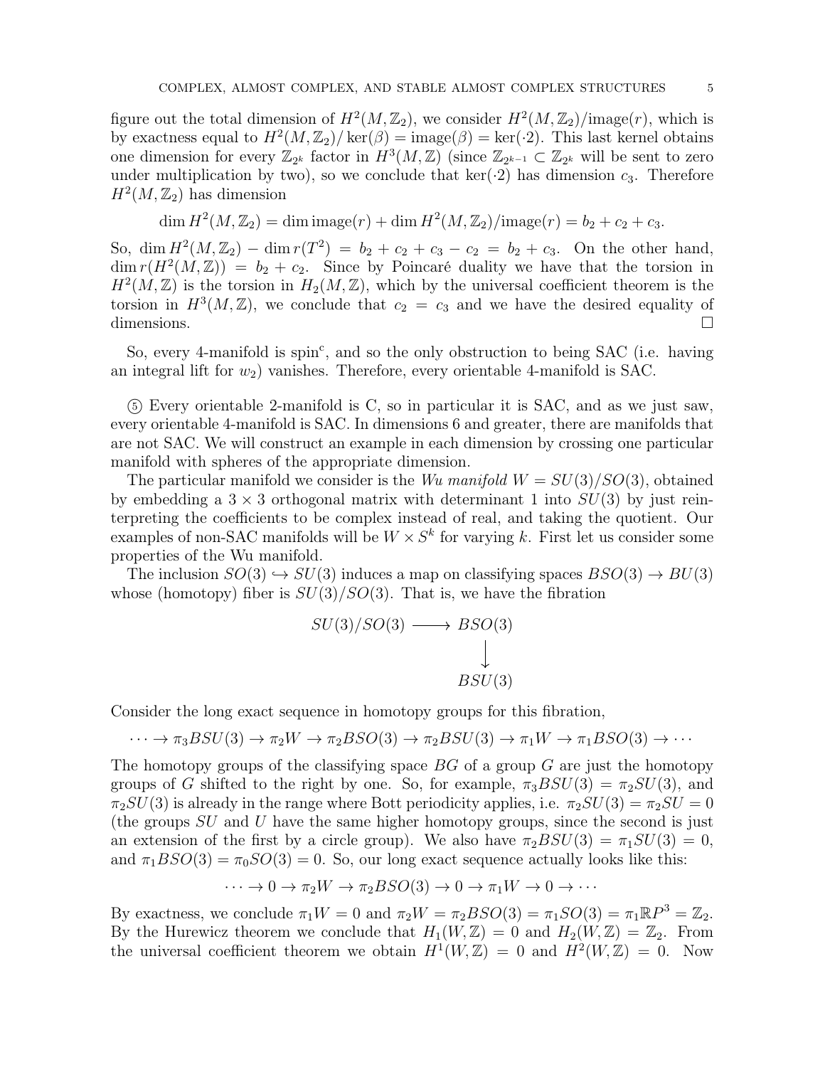figure out the total dimension of $H^2(M,\mathbb{Z}_2)$, we consider $H^2(M,\mathbb{Z}_2)/\text{image}(r)$, which is by exactness equal to $H^2(M,\mathbb{Z}_2)/\ker(\beta) = \text{image}(\beta) = \ker(\cdot 2)$. This last kernel obtains one dimension for every $\mathbb{Z}_{2^k}$ factor in $H^3(M,\mathbb{Z})$ (since $\mathbb{Z}_{2^{k-1}} \subset \mathbb{Z}_{2^k}$ will be sent to zero under multiplication by two), so we conclude that $\ker(\cdot 2)$ has dimension $c_3$. Therefore $H^2(M,\mathbb{Z}_2)$ has dimension

$$\dim H^2(M,\mathbb{Z}_2) = \dim \text{image}(r) + \dim H^2(M,\mathbb{Z}_2)/\text{image}(r) = b_2 + c_2 + c_3.$$

So, $\dim H^2(M,\mathbb{Z}_2) - \dim r(T^2) = b_2 + c_2 + c_3 - c_2 = b_2 + c_3$. On the other hand, $\dim r(H^2(M,\mathbb{Z})) = b_2 + c_2$. Since by Poincaré duality we have that the torsion in $H^2(M,\mathbb{Z})$ is the torsion in $H_2(M,\mathbb{Z})$, which by the universal coefficient theorem is the torsion in $H^3(M,\mathbb{Z})$, we conclude that $c_2 = c_3$ and we have the desired equality of dimensions. $\square$

So, every 4-manifold is spin$^c$, and so the only obstruction to being SAC (i.e. having an integral lift for $w_2$) vanishes. Therefore, every orientable 4-manifold is SAC.

⑤ Every orientable 2-manifold is C, so in particular it is SAC, and as we just saw, every orientable 4-manifold is SAC. In dimensions 6 and greater, there are manifolds that are not SAC. We will construct an example in each dimension by crossing one particular manifold with spheres of the appropriate dimension.

The particular manifold we consider is the *Wu manifold* $W = SU(3)/SO(3)$, obtained by embedding a $3 \times 3$ orthogonal matrix with determinant 1 into $SU(3)$ by just reinterpreting the coefficients to be complex instead of real, and taking the quotient. Our examples of non-SAC manifolds will be $W \times S^k$ for varying $k$. First let us consider some properties of the Wu manifold.

The inclusion $SO(3) \hookrightarrow SU(3)$ induces a map on classifying spaces $BSO(3) \to BU(3)$ whose (homotopy) fiber is $SU(3)/SO(3)$. That is, we have the fibration

$$\begin{array}{ccc} SU(3)/SO(3) & \longrightarrow & BSO(3) \\ & & \downarrow \\ & & BSU(3) \end{array}$$

Consider the long exact sequence in homotopy groups for this fibration,

$$\cdots \to \pi_3 BSU(3) \to \pi_2 W \to \pi_2 BSO(3) \to \pi_2 BSU(3) \to \pi_1 W \to \pi_1 BSO(3) \to \cdots$$

The homotopy groups of the classifying space $BG$ of a group $G$ are just the homotopy groups of $G$ shifted to the right by one. So, for example, $\pi_3 BSU(3) = \pi_2 SU(3)$, and $\pi_2 SU(3)$ is already in the range where Bott periodicity applies, i.e. $\pi_2 SU(3) = \pi_2 SU = 0$ (the groups $SU$ and $U$ have the same higher homotopy groups, since the second is just an extension of the first by a circle group). We also have $\pi_2 BSU(3) = \pi_1 SU(3) = 0$, and $\pi_1 BSO(3) = \pi_0 SO(3) = 0$. So, our long exact sequence actually looks like this:

$$\cdots \to 0 \to \pi_2 W \to \pi_2 BSO(3) \to 0 \to \pi_1 W \to 0 \to \cdots$$

By exactness, we conclude $\pi_1 W = 0$ and $\pi_2 W = \pi_2 BSO(3) = \pi_1 SO(3) = \pi_1 \mathbb{R}P^3 = \mathbb{Z}_2$. By the Hurewicz theorem we conclude that $H_1(W,\mathbb{Z}) = 0$ and $H_2(W,\mathbb{Z}) = \mathbb{Z}_2$. From the universal coefficient theorem we obtain $H^1(W,\mathbb{Z}) = 0$ and $H^2(W,\mathbb{Z}) = 0$. Now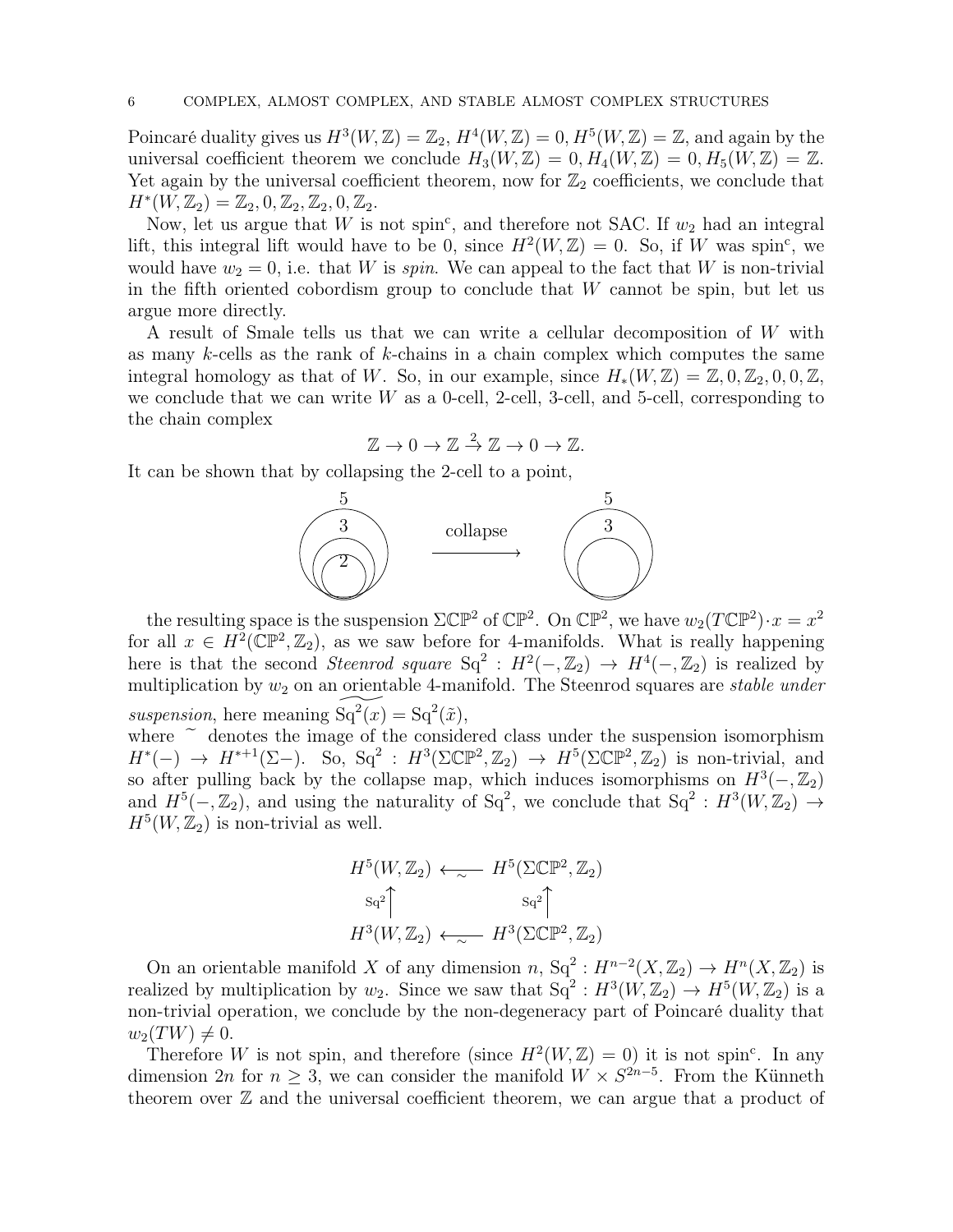Poincaré duality gives us $H^3(W, \mathbb{Z}) = \mathbb{Z}_2$, $H^4(W, \mathbb{Z}) = 0$, $H^5(W, \mathbb{Z}) = \mathbb{Z}$, and again by the universal coefficient theorem we conclude $H_3(W, \mathbb{Z}) = 0$, $H_4(W, \mathbb{Z}) = 0$, $H_5(W, \mathbb{Z}) = \mathbb{Z}$. Yet again by the universal coefficient theorem, now for $\mathbb{Z}_2$ coefficients, we conclude that $H^*(W, \mathbb{Z}_2) = \mathbb{Z}_2, 0, \mathbb{Z}_2, \mathbb{Z}_2, 0, \mathbb{Z}_2$.

Now, let us argue that $W$ is not spin$^c$, and therefore not SAC. If $w_2$ had an integral lift, this integral lift would have to be 0, since $H^2(W, \mathbb{Z}) = 0$. So, if $W$ was spin$^c$, we would have $w_2 = 0$, i.e. that $W$ is *spin*. We can appeal to the fact that $W$ is non-trivial in the fifth oriented cobordism group to conclude that $W$ cannot be spin, but let us argue more directly.

A result of Smale tells us that we can write a cellular decomposition of $W$ with as many $k$-cells as the rank of $k$-chains in a chain complex which computes the same integral homology as that of $W$. So, in our example, since $H_*(W, \mathbb{Z}) = \mathbb{Z}, 0, \mathbb{Z}_2, 0, 0, \mathbb{Z}$, we conclude that we can write $W$ as a 0-cell, 2-cell, 3-cell, and 5-cell, corresponding to the chain complex

$$\mathbb{Z} \to 0 \to \mathbb{Z} \xrightarrow{2} \mathbb{Z} \to 0 \to \mathbb{Z}.$$

It can be shown that by collapsing the 2-cell to a point,

the resulting space is the suspension $\Sigma\mathbb{CP}^2$ of $\mathbb{CP}^2$. On $\mathbb{CP}^2$, we have $w_2(T\mathbb{CP}^2)\cdot x = x^2$ for all $x \in H^2(\mathbb{CP}^2, \mathbb{Z}_2)$, as we saw before for 4-manifolds. What is really happening here is that the second *Steenrod square* $\mathrm{Sq}^2 : H^2(-, \mathbb{Z}_2) \to H^4(-, \mathbb{Z}_2)$ is realized by multiplication by $w_2$ on an orientable 4-manifold. The Steenrod squares are *stable under suspension*, here meaning $\widetilde{\mathrm{Sq}^2(x)} = \mathrm{Sq}^2(\tilde{x})$, where $\sim$ denotes the image of the considered class under the suspension isomorphism $H^*(-) \to H^{*+1}(\Sigma-)$. So, $\mathrm{Sq}^2 : H^3(\Sigma\mathbb{CP}^2, \mathbb{Z}_2) \to H^5(\Sigma\mathbb{CP}^2, \mathbb{Z}_2)$ is non-trivial, and so after pulling back by the collapse map, which induces isomorphisms on $H^3(-, \mathbb{Z}_2)$ and $H^5(-, \mathbb{Z}_2)$, and using the naturality of $\mathrm{Sq}^2$, we conclude that $\mathrm{Sq}^2 : H^3(W, \mathbb{Z}_2) \to H^5(W, \mathbb{Z}_2)$ is non-trivial as well.

$$\begin{array}{ccc} H^5(W, \mathbb{Z}_2) & \xleftarrow{\sim} & H^5(\Sigma\mathbb{CP}^2, \mathbb{Z}_2) \\ \uparrow{\scriptstyle \mathrm{Sq}^2} & & \uparrow{\scriptstyle \mathrm{Sq}^2} \\ H^3(W, \mathbb{Z}_2) & \xleftarrow{\sim} & H^3(\Sigma\mathbb{CP}^2, \mathbb{Z}_2) \end{array}$$

On an orientable manifold $X$ of any dimension $n$, $\mathrm{Sq}^2 : H^{n-2}(X, \mathbb{Z}_2) \to H^n(X, \mathbb{Z}_2)$ is realized by multiplication by $w_2$. Since we saw that $\mathrm{Sq}^2 : H^3(W, \mathbb{Z}_2) \to H^5(W, \mathbb{Z}_2)$ is a non-trivial operation, we conclude by the non-degeneracy part of Poincaré duality that $w_2(TW) \neq 0$.

Therefore $W$ is not spin, and therefore (since $H^2(W, \mathbb{Z}) = 0$) it is not spin$^c$. In any dimension $2n$ for $n \geq 3$, we can consider the manifold $W \times S^{2n-5}$. From the Künneth theorem over $\mathbb{Z}$ and the universal coefficient theorem, we can argue that a product of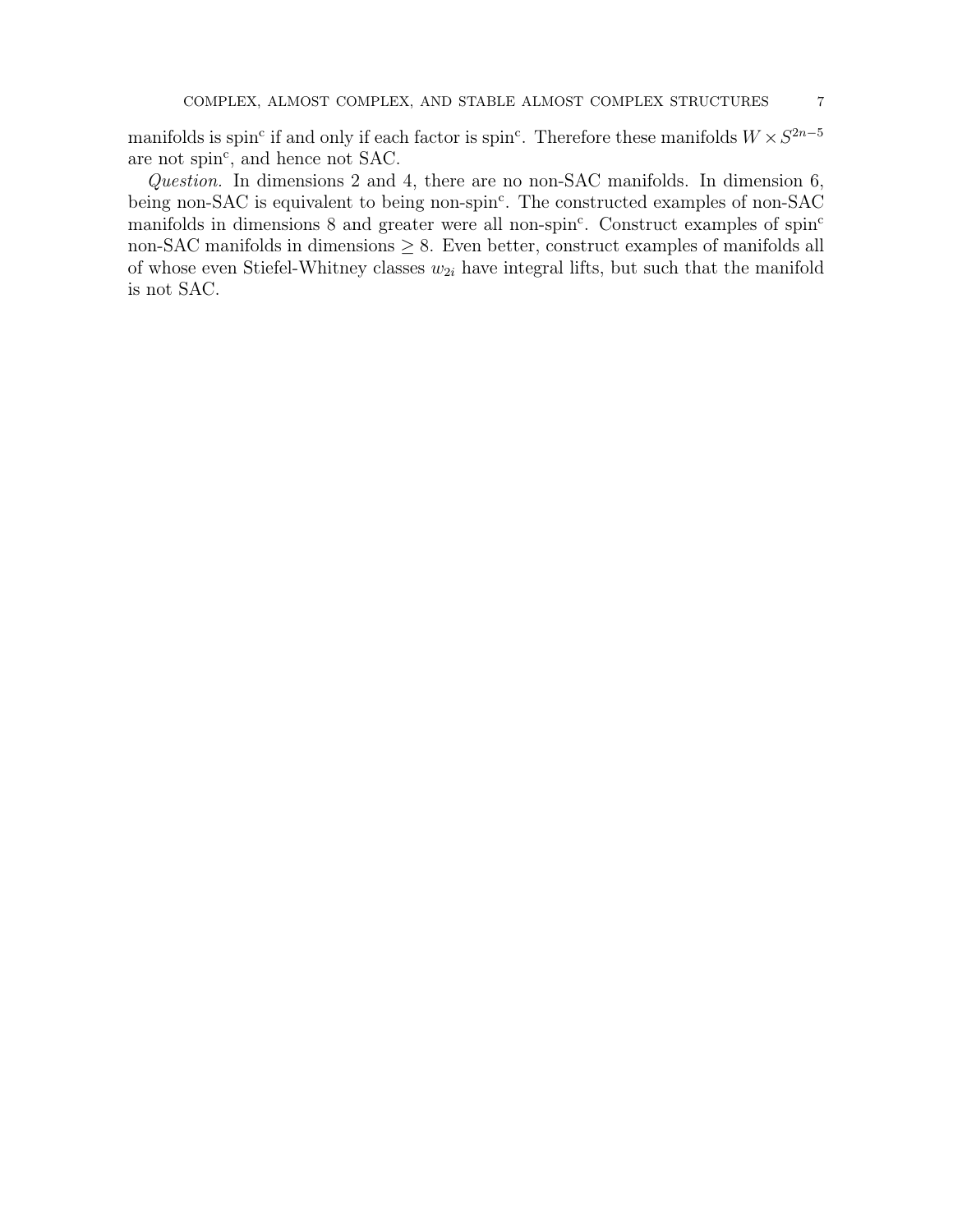manifolds is spin$^c$ if and only if each factor is spin$^c$. Therefore these manifolds $W \times S^{2n-5}$ are not spin$^c$, and hence not SAC.

*Question.* In dimensions 2 and 4, there are no non-SAC manifolds. In dimension 6, being non-SAC is equivalent to being non-spin$^c$. The constructed examples of non-SAC manifolds in dimensions 8 and greater were all non-spin$^c$. Construct examples of spin$^c$ non-SAC manifolds in dimensions $\geq 8$. Even better, construct examples of manifolds all of whose even Stiefel-Whitney classes $w_{2i}$ have integral lifts, but such that the manifold is not SAC.